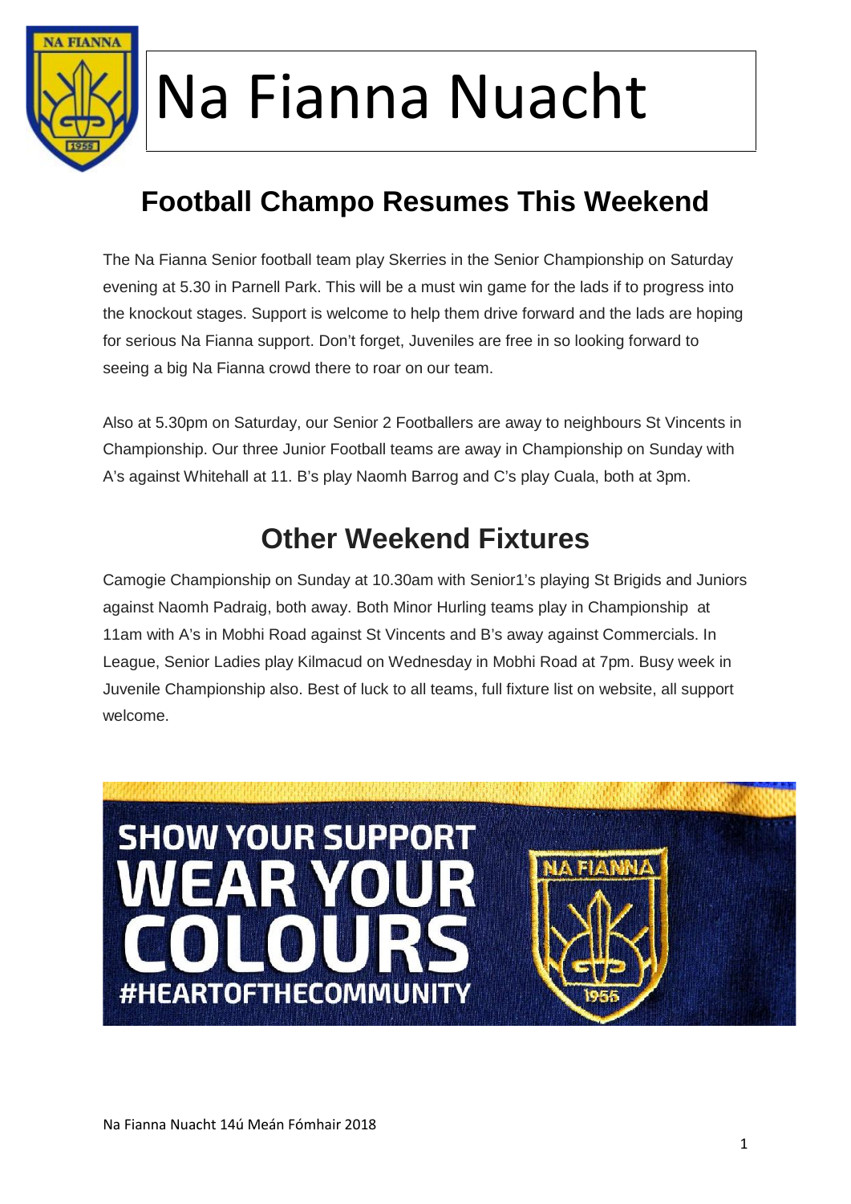# Na Fianna Nuacht

## Football Champo Resumes This Weekend

The Na Fianna Senior football team play Skerries in the Senior Championship on Saturday evening at 5.30 in Parnell Park. This will be a must win game for the lads if to progress into the knockout stages. Support is welcome to help them drive forward and the lads are hoping for serious Na Fianna support. Don't forget, Juveniles are free in so looking forward to seeing a big Na Fianna crowd there to roar on our team.

Also at 5.30pm on Saturday, our Senior 2 Footballers are away to neighbours St Vincents in Championship. Our three Junior Football teams are away in Championship on Sunday with A's against Whitehall at 11. B's play Naomh Barrog and C's play Cuala, both at 3pm.

## Other Weekend Fixtures

Camogie Championship on Sunday at 10.30am with Senior1's playing St Brigids and Juniors against Naomh Padraig, both away. Both Minor Hurling teams play in Championship at 11am with A's in Mobhi Road against St Vincents and B's away against Commercials. In League, Senior Ladies play Kilmacud on Wednesday in Mobhi Road at 7pm. Busy week in Juvenile Championship also. Best of luck to all teams, full fixture list on website, all support welcome.

SHOW YOUR SUPPORT WEAR YOUR COLOURS #HEARTOFTHECOMMUNITY

Na Fianna Nuacht 14ú Meán Fómhair 2018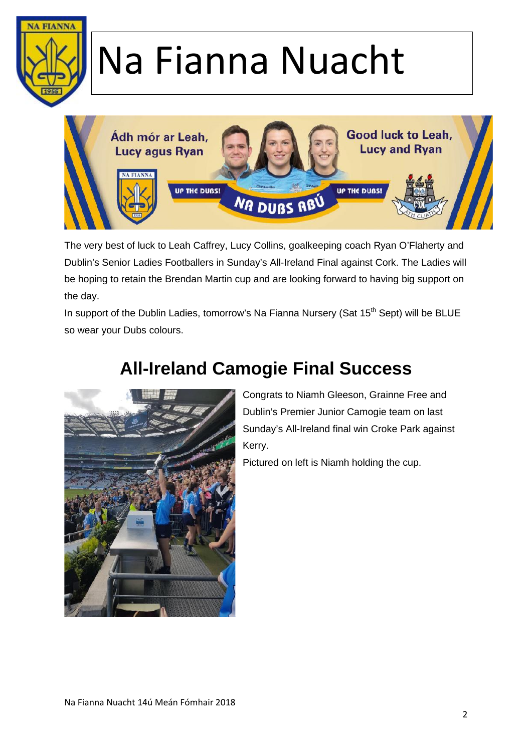# Na Fianna Nuacht

The very best of luck to Leah Caffrey, Lucy Collins, goalkeeping coach Ryan O'Flaherty and Dublin's Senior Ladies Footballers in Sunday's All-Ireland Final against Cork. The Ladies will be hoping to retain the Brendan Martin cup and are looking forward to having big support on the day.

In support of the Dublin Ladies, tomorrow's Na Fianna Nursery (Sat 15th Sept) will be BLUE so wear your Dubs colours.

## All-Ireland Camogie Final Success

Congrats to Niamh Gleeson, Grainne Free and Dublin's Premier Junior Camogie team on last Sunday's All-Ireland final win Croke Park against Kerry.

Pictured on left is Niamh holding the cup.

Na Fianna Nuacht 14ú Meán Fómhair 2018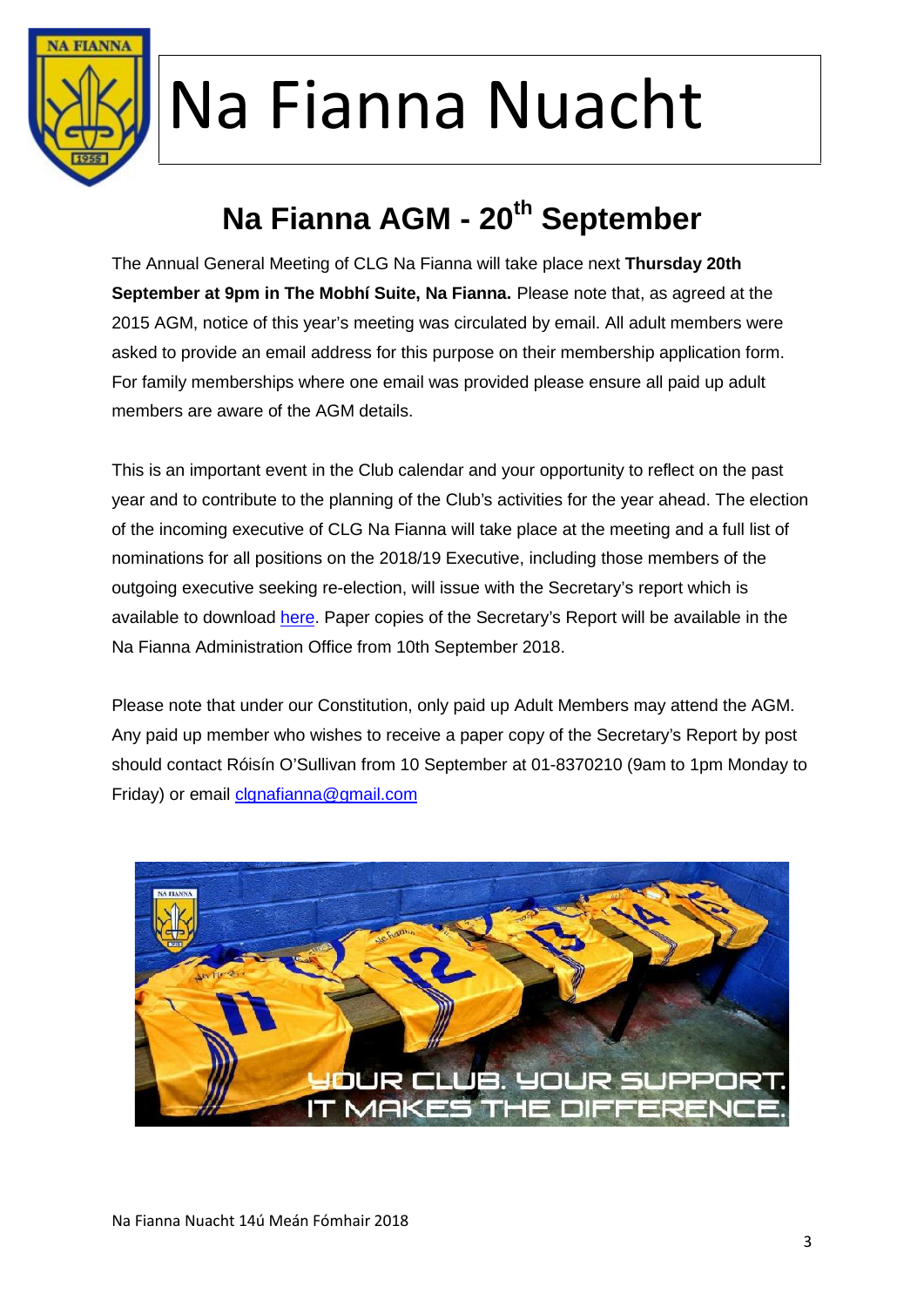# Na Fianna Nuacht

## Na Fianna AGM - 20th September

The Annual General Meeting of CLG Na Fianna will take place next **Thursday 20th September at 9pm in The Mobhí Suite, Na Fianna.** Please note that, as agreed at the 2015 AGM, notice of this year's meeting was circulated by email. All adult members were asked to provide an email address for this purpose on their membership application form. For family memberships where one email was provided please ensure all paid up adult members are aware of the AGM details.

This is an important event in the Club calendar and your opportunity to reflect on the past year and to contribute to the planning of the Club's activities for the year ahead. The election of the incoming executive of CLG Na Fianna will take place at the meeting and a full list of nominations for all positions on the 2018/19 Executive, including those members of the outgoing executive seeking re-election, will issue with the Secretary's report which is available to download here. Paper copies of the Secretary's Report will be available in the Na Fianna Administration Office from 10th September 2018.

Please note that under our Constitution, only paid up Adult Members may attend the AGM. Any paid up member who wishes to receive a paper copy of the Secretary's Report by post should contact Róisín O'Sullivan from 10 September at 01-8370210 (9am to 1pm Monday to Friday) or email clgnafianna@gmail.com

YOUR CLUB. YOUR SUPPORT. IT MAKES THE DIFFERENCE.

Na Fianna Nuacht 14ú Meán Fómhair 2018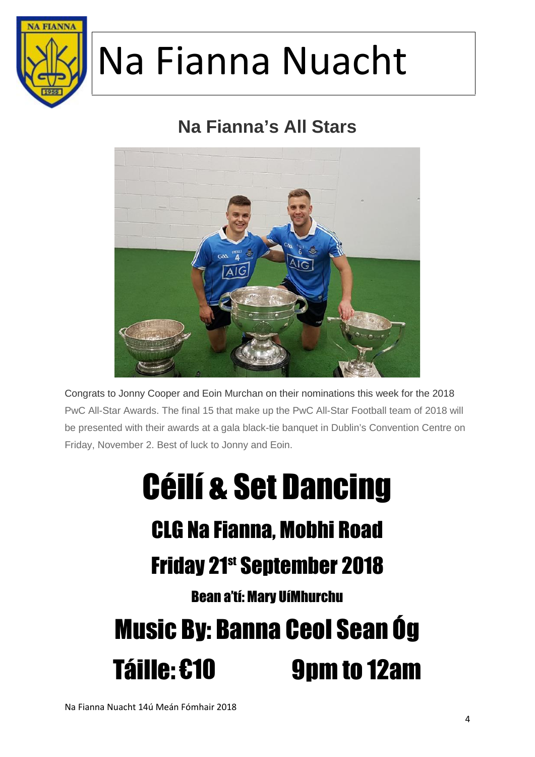# Na Fianna Nuacht

## Na Fianna's All Stars

Congrats to Jonny Cooper and Eoin Murchan on their nominations this week for the 2018 PwC All-Star Awards. The final 15 that make up the PwC All-Star Football team of 2018 will be presented with their awards at a gala black-tie banquet in Dublin's Convention Centre on Friday, November 2. Best of luck to Jonny and Eoin.

# Céilí & Set Dancing

## CLG Na Fianna, Mobhi Road

## Friday 21st September 2018

### Bean a'tí: Mary UíMhurchu

## Music By: Banna Ceol Sean Óg

## Táille: €10 9pm to 12am

Na Fianna Nuacht 14ú Meán Fómhair 2018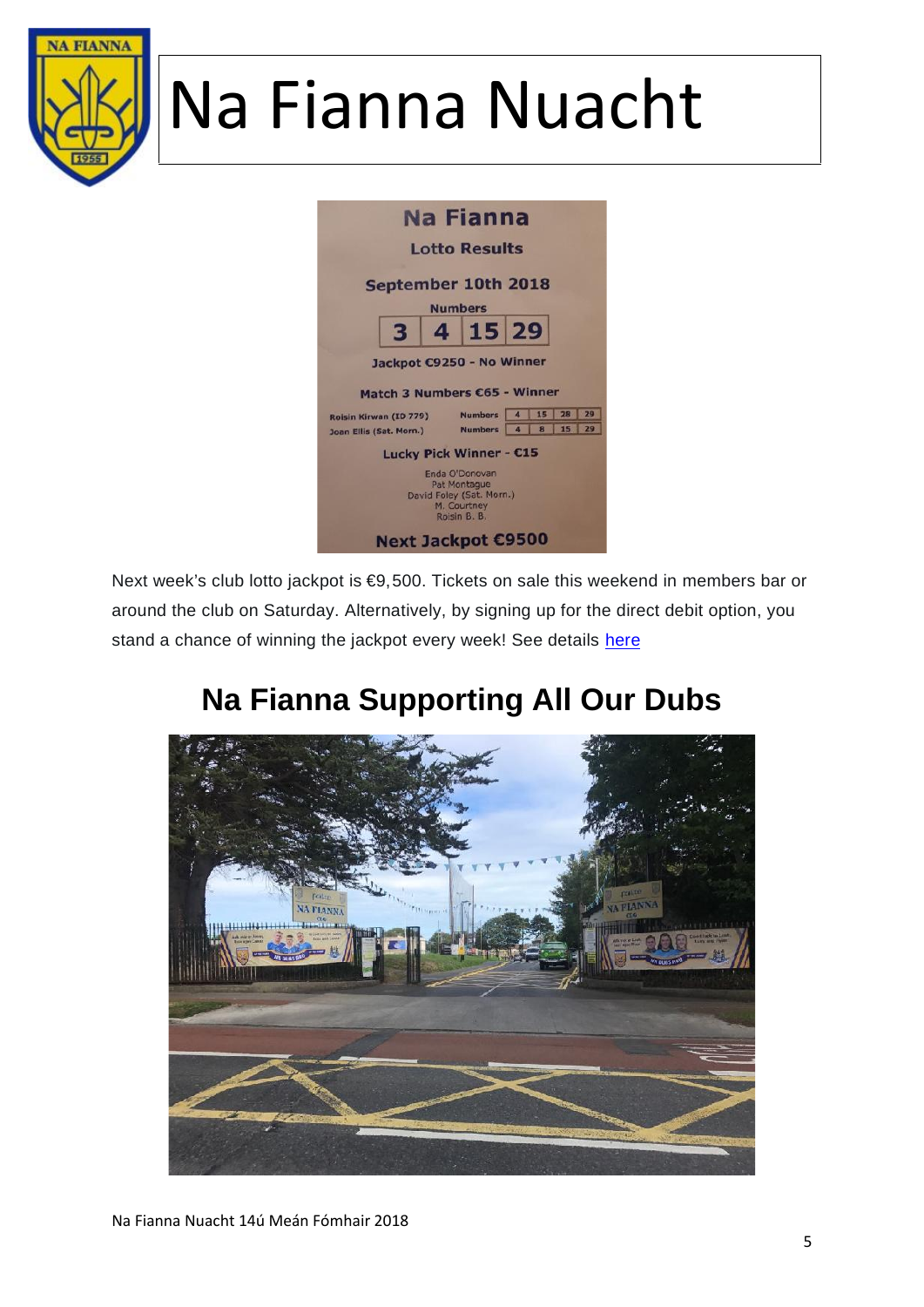# Na Fianna Nuacht

**Na Fianna**

**Lotto Results**

**September 10th 2018**

**Numbers**

| 3 | 4 | 15 | 29 |
|---|---|---|---|

**Jackpot €9250 - No Winner**

**Match 3 Numbers €65 - Winner**

| Name | | | | | |
|---|---|---|---|---|---|
| Roisin Kirwan (ID 779) | Numbers | 4 | 15 | 28 | 29 |
| Joan Ellis (Sat. Morn.) | Numbers | 4 | 8 | 15 | 29 |

**Lucky Pick Winner - €15**

Enda O'Donovan
Pat Montague
David Foley (Sat. Morn.)
M. Courtney
Roisin B. B.

**Next Jackpot €9500**

Next week's club lotto jackpot is €9,500. Tickets on sale this weekend in members bar or around the club on Saturday. Alternatively, by signing up for the direct debit option, you stand a chance of winning the jackpot every week! See details here

## Na Fianna Supporting All Our Dubs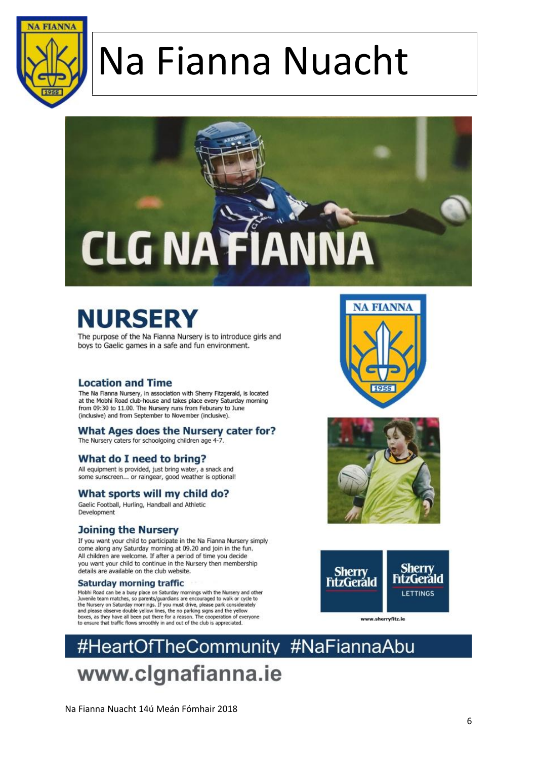# Na Fianna Nuacht

CLG NA FIANNA

# NURSERY

The purpose of the Na Fianna Nursery is to introduce girls and boys to Gaelic games in a safe and fun environment.

## Location and Time

The Na Fianna Nursery, in association with Sherry Fitzgerald, is located at the Mobhi Road club-house and takes place every Saturday morning from 09:30 to 11.00. The Nursery runs from Feburary to June (inclusive) and from September to November (inclusive).

## What Ages does the Nursery cater for?

The Nursery caters for schoolgoing children age 4-7.

## What do I need to bring?

All equipment is provided, just bring water, a snack and some sunscreen... or raingear, good weather is optional!

## What sports will my child do?

Gaelic Football, Hurling, Handball and Athletic Development

## Joining the Nursery

If you want your child to participate in the Na Fianna Nursery simply come along any Saturday morning at 09.20 and join in the fun. All children are welcome. If after a period of time you decide you want your child to continue in the Nursery then membership details are available on the club website.

## Saturday morning traffic

Mobhi Road can be a busy place on Saturday mornings with the Nursery and other Juvenile team matches, so parents/guardians are encouraged to walk or cycle to the Nursery on Saturday mornings. If you must drive, please park considerately and please observe double yellow lines, the no parking signs and the yellow boxes, as they have all been put there for a reason. The cooperation of everyone to ensure that traffic flows smoothly in and out of the club is appreciated.

Sherry FitzGerald | Sherry FitzGerald LETTINGS

www.sherryfitz.ie

#HeartOfTheCommunity #NaFiannaAbu

www.clgnafianna.ie

Na Fianna Nuacht 14ú Meán Fómhair 2018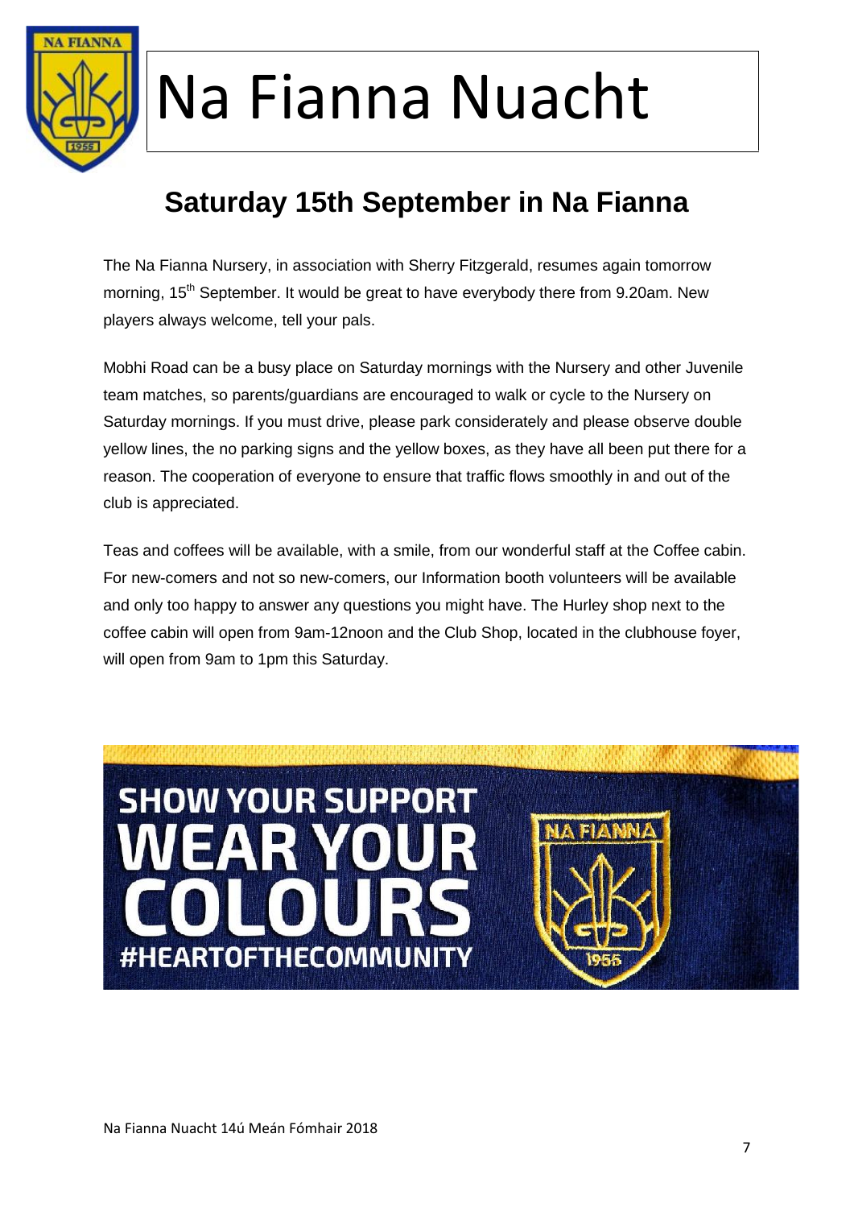# Na Fianna Nuacht

## Saturday 15th September in Na Fianna

The Na Fianna Nursery, in association with Sherry Fitzgerald, resumes again tomorrow morning, 15th September. It would be great to have everybody there from 9.20am. New players always welcome, tell your pals.

Mobhi Road can be a busy place on Saturday mornings with the Nursery and other Juvenile team matches, so parents/guardians are encouraged to walk or cycle to the Nursery on Saturday mornings. If you must drive, please park considerately and please observe double yellow lines, the no parking signs and the yellow boxes, as they have all been put there for a reason. The cooperation of everyone to ensure that traffic flows smoothly in and out of the club is appreciated.

Teas and coffees will be available, with a smile, from our wonderful staff at the Coffee cabin. For new-comers and not so new-comers, our Information booth volunteers will be available and only too happy to answer any questions you might have. The Hurley shop next to the coffee cabin will open from 9am-12noon and the Club Shop, located in the clubhouse foyer, will open from 9am to 1pm this Saturday.

SHOW YOUR SUPPORT
WEAR YOUR COLOURS
#HEARTOFTHECOMMUNITY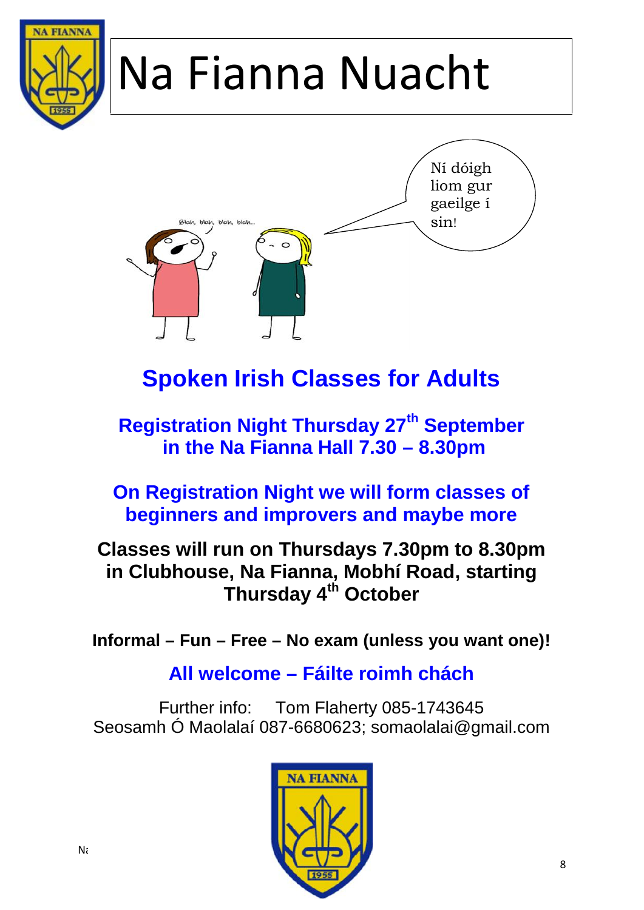# Na Fianna Nuacht

Ní dóigh liom gur gaeilge í sin!

Blah, blah, blah, blah...

## Spoken Irish Classes for Adults

**Registration Night Thursday 27th September in the Na Fianna Hall 7.30 – 8.30pm**

**On Registration Night we will form classes of beginners and improvers and maybe more**

**Classes will run on Thursdays 7.30pm to 8.30pm in Clubhouse, Na Fianna, Mobhí Road, starting Thursday 4th October**

**Informal – Fun – Free – No exam (unless you want one)!**

**All welcome – Fáilte roimh chách**

Further info: Tom Flaherty 085-1743645
Seosamh Ó Maolalaí 087-6680623; somaolalai@gmail.com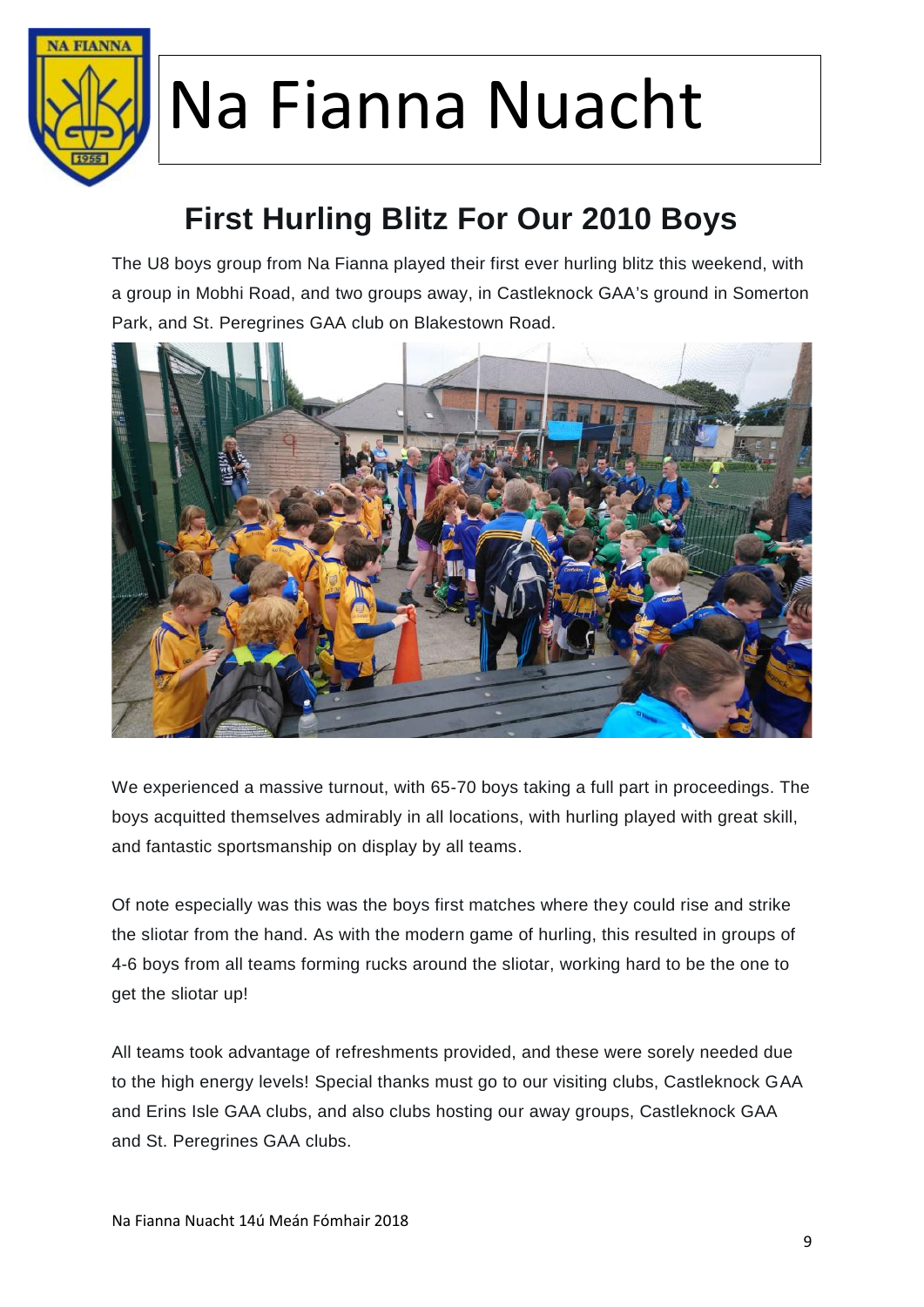# Na Fianna Nuacht

## First Hurling Blitz For Our 2010 Boys

The U8 boys group from Na Fianna played their first ever hurling blitz this weekend, with a group in Mobhi Road, and two groups away, in Castleknock GAA's ground in Somerton Park, and St. Peregrines GAA club on Blakestown Road.

We experienced a massive turnout, with 65-70 boys taking a full part in proceedings. The boys acquitted themselves admirably in all locations, with hurling played with great skill, and fantastic sportsmanship on display by all teams.

Of note especially was this was the boys first matches where they could rise and strike the sliotar from the hand. As with the modern game of hurling, this resulted in groups of 4-6 boys from all teams forming rucks around the sliotar, working hard to be the one to get the sliotar up!

All teams took advantage of refreshments provided, and these were sorely needed due to the high energy levels! Special thanks must go to our visiting clubs, Castleknock GAA and Erins Isle GAA clubs, and also clubs hosting our away groups, Castleknock GAA and St. Peregrines GAA clubs.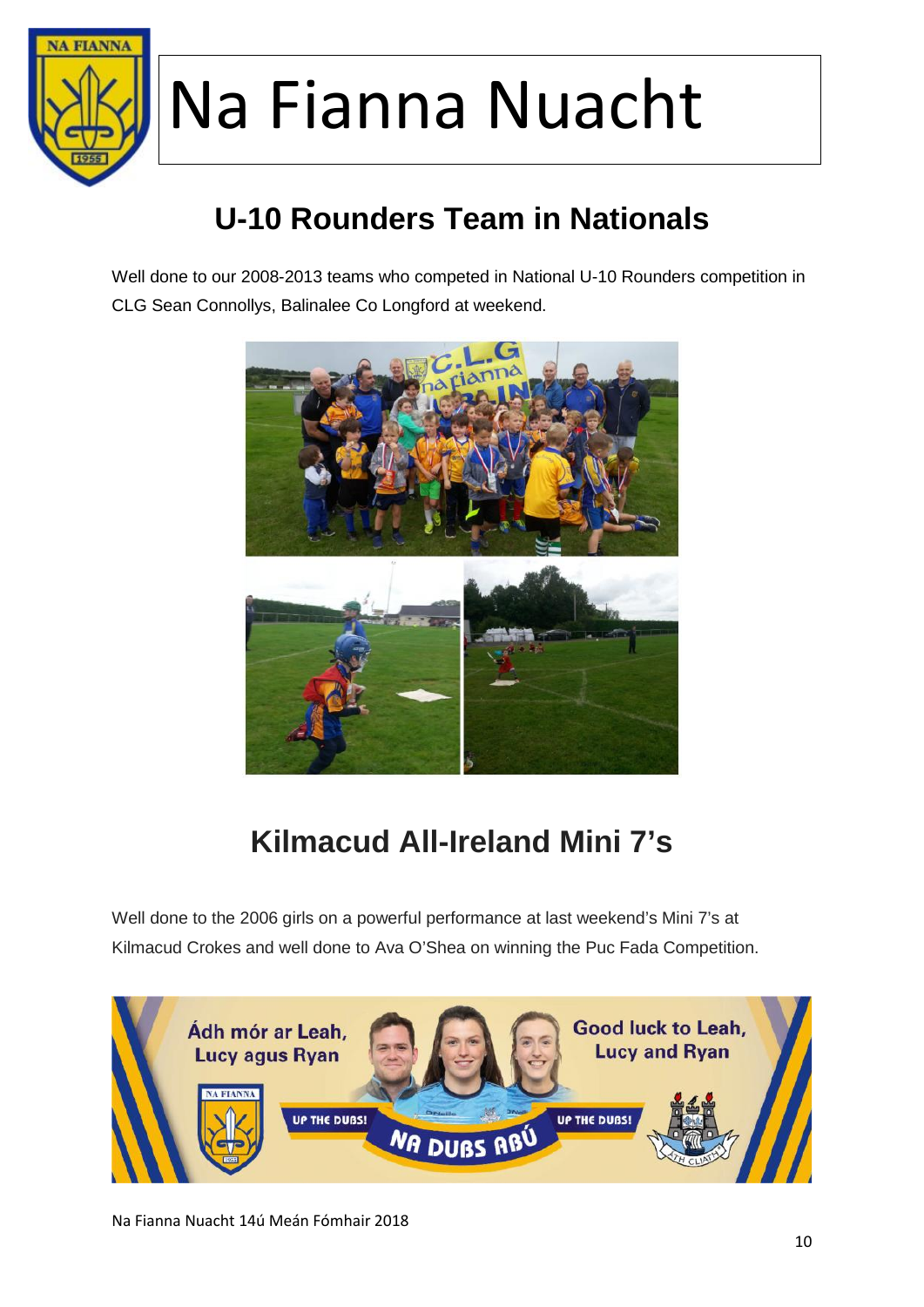# Na Fianna Nuacht

## U-10 Rounders Team in Nationals

Well done to our 2008-2013 teams who competed in National U-10 Rounders competition in CLG Sean Connollys, Balinalee Co Longford at weekend.

## Kilmacud All-Ireland Mini 7's

Well done to the 2006 girls on a powerful performance at last weekend's Mini 7's at Kilmacud Crokes and well done to Ava O'Shea on winning the Puc Fada Competition.

Ádh mór ar Leah, Lucy agus Ryan

Good luck to Leah, Lucy and Ryan

UP THE DUBS! NA DUBS ABÚ UP THE DUBS!

Na Fianna Nuacht 14ú Meán Fómhair 2018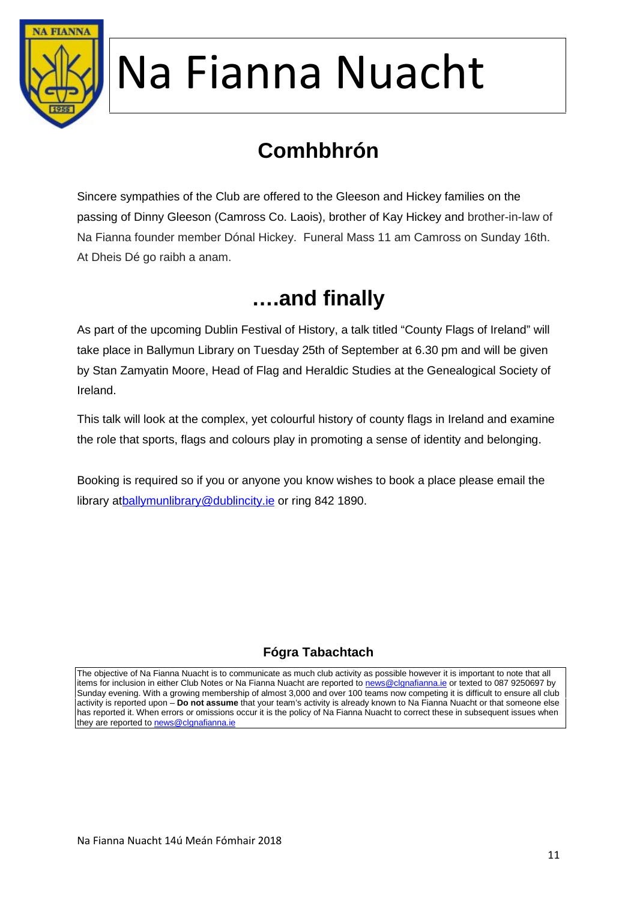# Na Fianna Nuacht

## Comhbhrón

Sincere sympathies of the Club are offered to the Gleeson and Hickey families on the passing of Dinny Gleeson (Camross Co. Laois), brother of Kay Hickey and brother-in-law of Na Fianna founder member Dónal Hickey. Funeral Mass 11 am Camross on Sunday 16th. At Dheis Dé go raibh a anam.

## ….and finally

As part of the upcoming Dublin Festival of History, a talk titled "County Flags of Ireland" will take place in Ballymun Library on Tuesday 25th of September at 6.30 pm and will be given by Stan Zamyatin Moore, Head of Flag and Heraldic Studies at the Genealogical Society of Ireland.

This talk will look at the complex, yet colourful history of county flags in Ireland and examine the role that sports, flags and colours play in promoting a sense of identity and belonging.

Booking is required so if you or anyone you know wishes to book a place please email the library atballymunlibrary@dublincity.ie or ring 842 1890.

### Fógra Tabachtach

The objective of Na Fianna Nuacht is to communicate as much club activity as possible however it is important to note that all items for inclusion in either Club Notes or Na Fianna Nuacht are reported to news@clgnafianna.ie or texted to 087 9250697 by Sunday evening. With a growing membership of almost 3,000 and over 100 teams now competing it is difficult to ensure all club activity is reported upon – **Do not assume** that your team's activity is already known to Na Fianna Nuacht or that someone else has reported it. When errors or omissions occur it is the policy of Na Fianna Nuacht to correct these in subsequent issues when they are reported to news@clgnafianna.ie